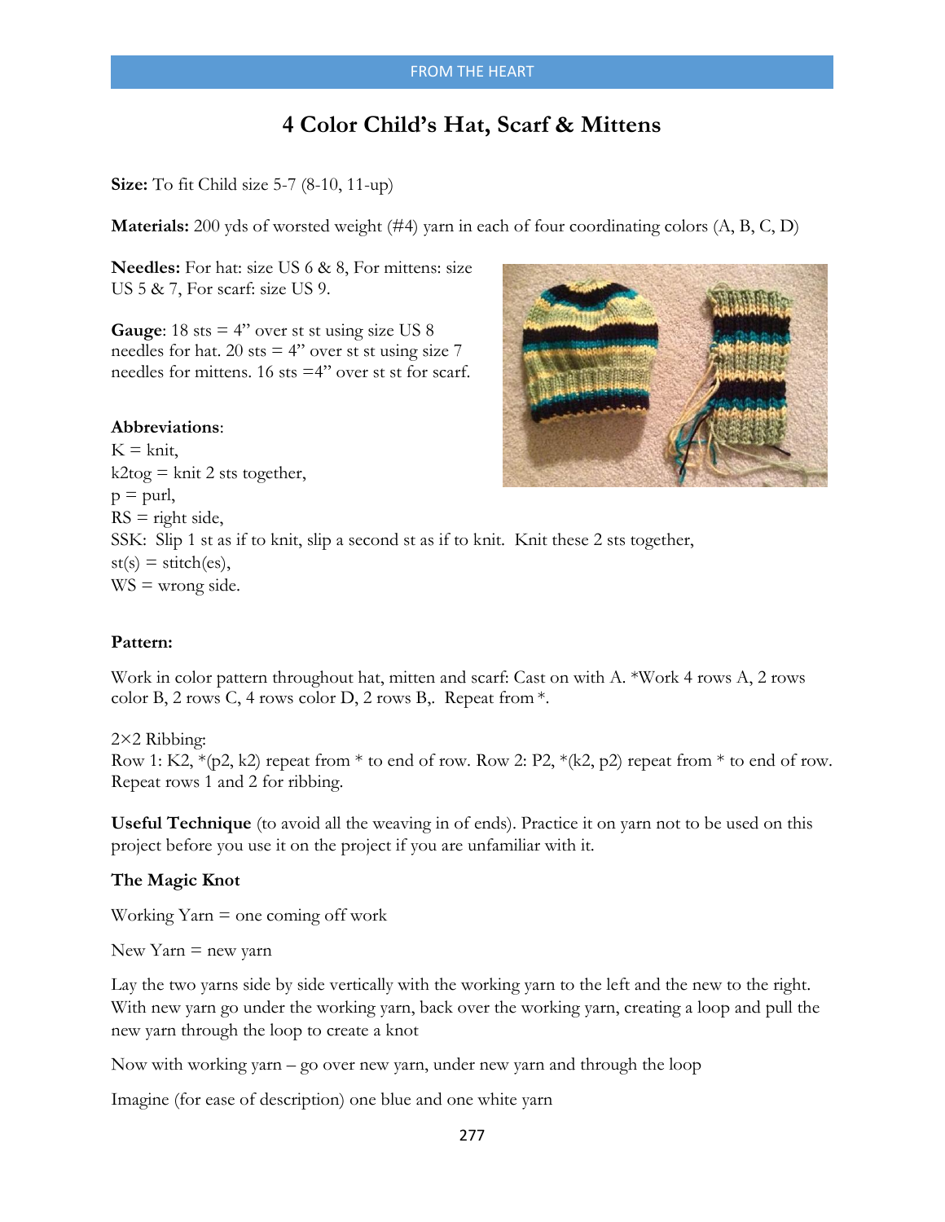# 4 Color Child's Hat, Scarf & Mittens

**Size:** To fit Child size 5-7 (8-10, 11-up)

**Materials:** 200 yds of worsted weight (#4) yarn in each of four coordinating colors (A, B, C, D)

**Needles:** For hat: size US 6 & 8, For mittens: size US 5 & 7, For scarf: size US 9.

**Gauge**: 18 sts = 4" over st st using size US 8 needles for hat. 20 sts = 4" over st st using size 7 needles for mittens. 16 sts =4" over st st for scarf.

**Abbreviations**:
K = knit,
k2tog = knit 2 sts together,
p = purl,
RS = right side,
SSK: Slip 1 st as if to knit, slip a second st as if to knit. Knit these 2 sts together,
st(s) = stitch(es),
WS = wrong side.

**Pattern:**

Work in color pattern throughout hat, mitten and scarf: Cast on with A. *Work 4 rows A, 2 rows color B, 2 rows C, 4 rows color D, 2 rows B,. Repeat from *.

2×2 Ribbing:
Row 1: K2, *(p2, k2) repeat from * to end of row. Row 2: P2, *(k2, p2) repeat from * to end of row. Repeat rows 1 and 2 for ribbing.

**Useful Technique** (to avoid all the weaving in of ends). Practice it on yarn not to be used on this project before you use it on the project if you are unfamiliar with it.

**The Magic Knot**

Working Yarn = one coming off work

New Yarn = new yarn

Lay the two yarns side by side vertically with the working yarn to the left and the new to the right. With new yarn go under the working yarn, back over the working yarn, creating a loop and pull the new yarn through the loop to create a knot

Now with working yarn – go over new yarn, under new yarn and through the loop

Imagine (for ease of description) one blue and one white yarn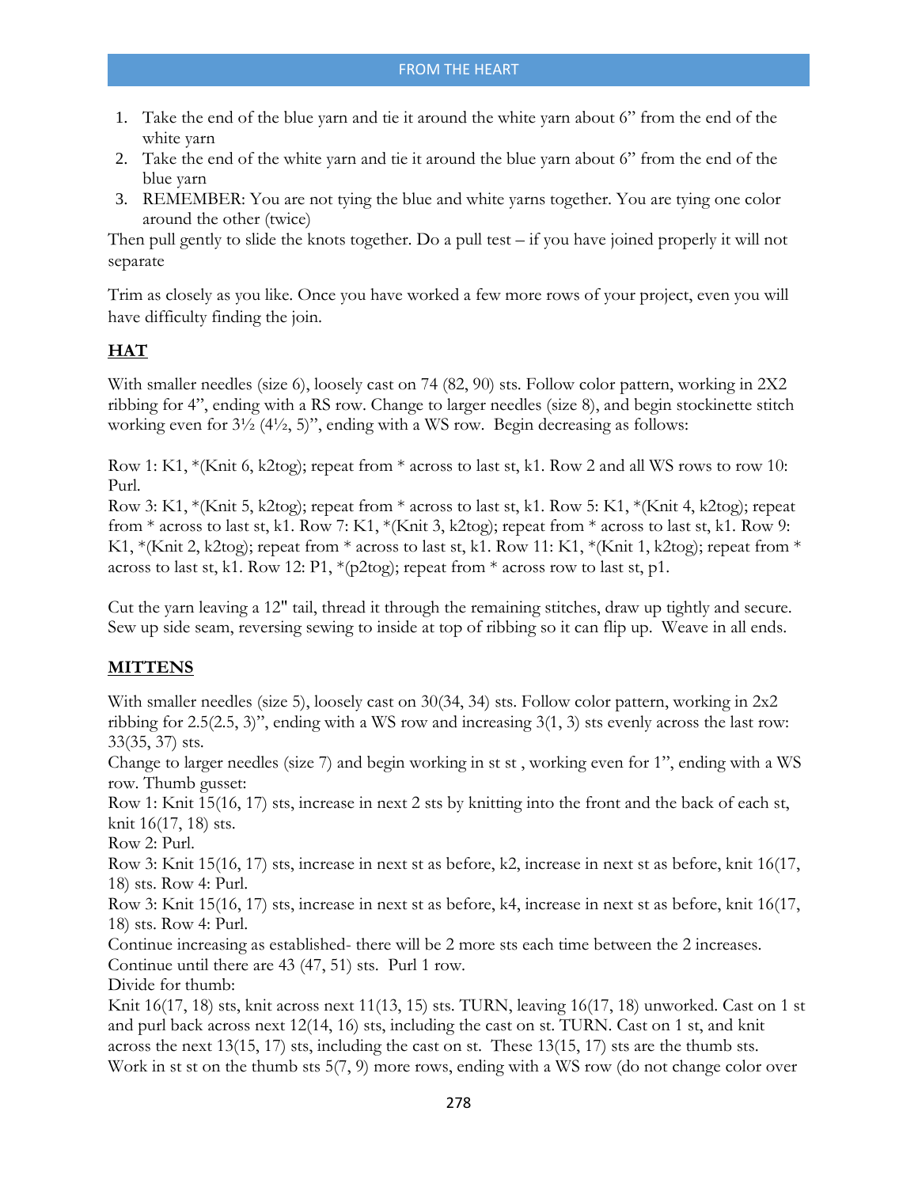1. Take the end of the blue yarn and tie it around the white yarn about 6" from the end of the white yarn
2. Take the end of the white yarn and tie it around the blue yarn about 6" from the end of the blue yarn
3. REMEMBER: You are not tying the blue and white yarns together. You are tying one color around the other (twice)

Then pull gently to slide the knots together. Do a pull test – if you have joined properly it will not separate

Trim as closely as you like. Once you have worked a few more rows of your project, even you will have difficulty finding the join.

## HAT

With smaller needles (size 6), loosely cast on 74 (82, 90) sts. Follow color pattern, working in 2X2 ribbing for 4", ending with a RS row. Change to larger needles (size 8), and begin stockinette stitch working even for 3½ (4½, 5)", ending with a WS row. Begin decreasing as follows:

Row 1: K1, *(Knit 6, k2tog); repeat from * across to last st, k1. Row 2 and all WS rows to row 10: Purl.
Row 3: K1, *(Knit 5, k2tog); repeat from * across to last st, k1. Row 5: K1, *(Knit 4, k2tog); repeat from * across to last st, k1. Row 7: K1, *(Knit 3, k2tog); repeat from * across to last st, k1. Row 9: K1, *(Knit 2, k2tog); repeat from * across to last st, k1. Row 11: K1, *(Knit 1, k2tog); repeat from * across to last st, k1. Row 12: P1, *(p2tog); repeat from * across row to last st, p1.

Cut the yarn leaving a 12" tail, thread it through the remaining stitches, draw up tightly and secure. Sew up side seam, reversing sewing to inside at top of ribbing so it can flip up. Weave in all ends.

## MITTENS

With smaller needles (size 5), loosely cast on 30(34, 34) sts. Follow color pattern, working in 2x2 ribbing for 2.5(2.5, 3)", ending with a WS row and increasing 3(1, 3) sts evenly across the last row: 33(35, 37) sts.
Change to larger needles (size 7) and begin working in st st , working even for 1", ending with a WS row. Thumb gusset:
Row 1: Knit 15(16, 17) sts, increase in next 2 sts by knitting into the front and the back of each st, knit 16(17, 18) sts.
Row 2: Purl.
Row 3: Knit 15(16, 17) sts, increase in next st as before, k2, increase in next st as before, knit 16(17, 18) sts. Row 4: Purl.
Row 3: Knit 15(16, 17) sts, increase in next st as before, k4, increase in next st as before, knit 16(17, 18) sts. Row 4: Purl.
Continue increasing as established- there will be 2 more sts each time between the 2 increases. Continue until there are 43 (47, 51) sts. Purl 1 row.
Divide for thumb:
Knit 16(17, 18) sts, knit across next 11(13, 15) sts. TURN, leaving 16(17, 18) unworked. Cast on 1 st and purl back across next 12(14, 16) sts, including the cast on st. TURN. Cast on 1 st, and knit across the next 13(15, 17) sts, including the cast on st. These 13(15, 17) sts are the thumb sts.
Work in st st on the thumb sts 5(7, 9) more rows, ending with a WS row (do not change color over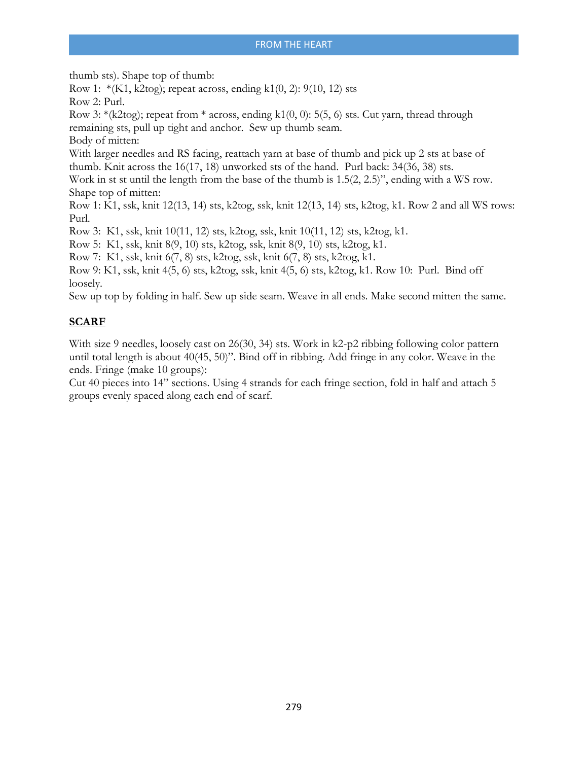thumb sts). Shape top of thumb:

Row 1: *(K1, k2tog); repeat across, ending k1(0, 2): 9(10, 12) sts

Row 2: Purl.

Row 3: *(k2tog); repeat from * across, ending k1(0, 0): 5(5, 6) sts. Cut yarn, thread through remaining sts, pull up tight and anchor. Sew up thumb seam.

Body of mitten:

With larger needles and RS facing, reattach yarn at base of thumb and pick up 2 sts at base of thumb. Knit across the 16(17, 18) unworked sts of the hand. Purl back: 34(36, 38) sts.

Work in st st until the length from the base of the thumb is 1.5(2, 2.5)", ending with a WS row.

Shape top of mitten:

Row 1: K1, ssk, knit 12(13, 14) sts, k2tog, ssk, knit 12(13, 14) sts, k2tog, k1. Row 2 and all WS rows: Purl.

Row 3: K1, ssk, knit 10(11, 12) sts, k2tog, ssk, knit 10(11, 12) sts, k2tog, k1.

Row 5: K1, ssk, knit 8(9, 10) sts, k2tog, ssk, knit 8(9, 10) sts, k2tog, k1.

Row 7: K1, ssk, knit 6(7, 8) sts, k2tog, ssk, knit 6(7, 8) sts, k2tog, k1.

Row 9: K1, ssk, knit 4(5, 6) sts, k2tog, ssk, knit 4(5, 6) sts, k2tog, k1. Row 10: Purl. Bind off loosely.

Sew up top by folding in half. Sew up side seam. Weave in all ends. Make second mitten the same.

## SCARF

With size 9 needles, loosely cast on 26(30, 34) sts. Work in k2-p2 ribbing following color pattern until total length is about 40(45, 50)". Bind off in ribbing. Add fringe in any color. Weave in the ends. Fringe (make 10 groups):

Cut 40 pieces into 14" sections. Using 4 strands for each fringe section, fold in half and attach 5 groups evenly spaced along each end of scarf.